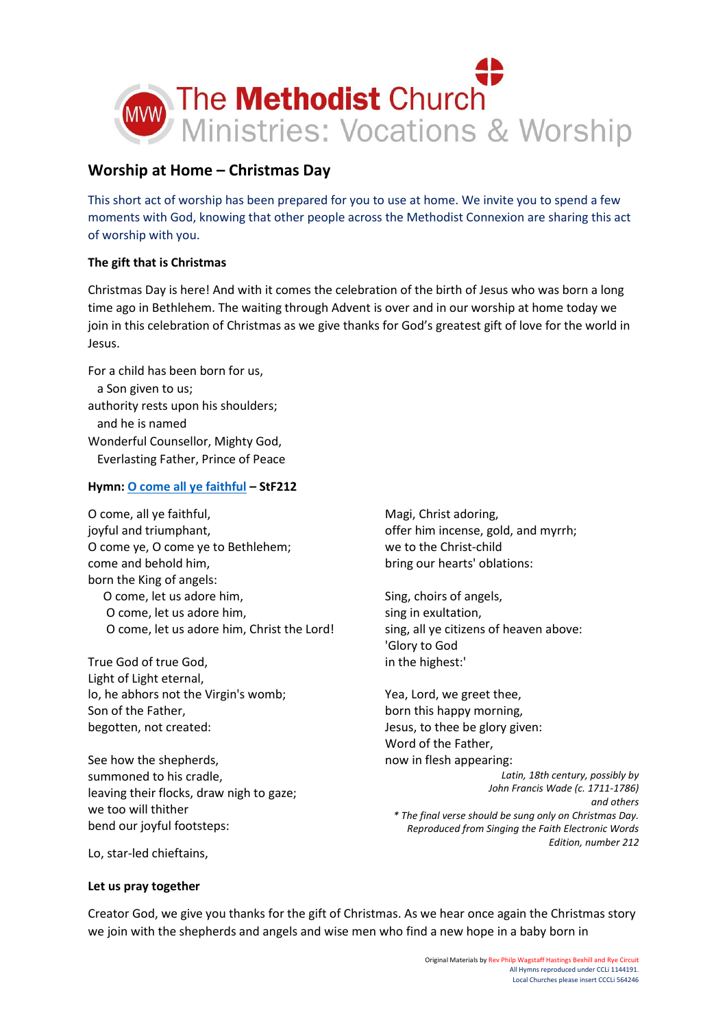# The Methodist Church
## Ministries: Vocations & Worship

## Worship at Home – Christmas Day

This short act of worship has been prepared for you to use at home. We invite you to spend a few moments with God, knowing that other people across the Methodist Connexion are sharing this act of worship with you.

**The gift that is Christmas**

Christmas Day is here! And with it comes the celebration of the birth of Jesus who was born a long time ago in Bethlehem. The waiting through Advent is over and in our worship at home today we join in this celebration of Christmas as we give thanks for God's greatest gift of love for the world in Jesus.

For a child has been born for us,
  a Son given to us;
authority rests upon his shoulders;
  and he is named
Wonderful Counsellor, Mighty God,
  Everlasting Father, Prince of Peace

**Hymn: [O come all ye faithful](#) – StF212**

O come, all ye faithful,
joyful and triumphant,
O come ye, O come ye to Bethlehem;
come and behold him,
born the King of angels:
  O come, let us adore him,
  O come, let us adore him,
  O come, let us adore him, Christ the Lord!

True God of true God,
Light of Light eternal,
lo, he abhors not the Virgin's womb;
Son of the Father,
begotten, not created:

See how the shepherds,
summoned to his cradle,
leaving their flocks, draw nigh to gaze;
we too will thither
bend our joyful footsteps:

Lo, star-led chieftains,
Magi, Christ adoring,
offer him incense, gold, and myrrh;
we to the Christ-child
bring our hearts' oblations:

Sing, choirs of angels,
sing in exultation,
sing, all ye citizens of heaven above:
'Glory to God
in the highest:'

Yea, Lord, we greet thee,
born this happy morning,
Jesus, to thee be glory given:
Word of the Father,
now in flesh appearing:

*Latin, 18th century, possibly by John Francis Wade (c. 1711-1786) and others*
*\* The final verse should be sung only on Christmas Day.*
*Reproduced from Singing the Faith Electronic Words Edition, number 212*

**Let us pray together**

Creator God, we give you thanks for the gift of Christmas. As we hear once again the Christmas story we join with the shepherds and angels and wise men who find a new hope in a baby born in

Original Materials by Rev Philp Wagstaff Hastings Bexhill and Rye Circuit
All Hymns reproduced under CCLi 1144191.
Local Churches please insert CCCLi 564246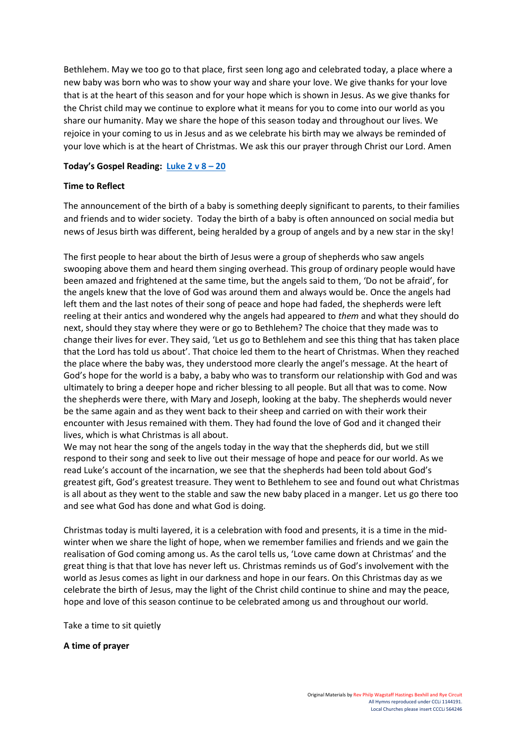Bethlehem. May we too go to that place, first seen long ago and celebrated today, a place where a new baby was born who was to show your way and share your love. We give thanks for your love that is at the heart of this season and for your hope which is shown in Jesus. As we give thanks for the Christ child may we continue to explore what it means for you to come into our world as you share our humanity. May we share the hope of this season today and throughout our lives. We rejoice in your coming to us in Jesus and as we celebrate his birth may we always be reminded of your love which is at the heart of Christmas. We ask this our prayer through Christ our Lord. Amen

**Today's Gospel Reading: [Luke 2 v 8 – 20]**

**Time to Reflect**

The announcement of the birth of a baby is something deeply significant to parents, to their families and friends and to wider society. Today the birth of a baby is often announced on social media but news of Jesus birth was different, being heralded by a group of angels and by a new star in the sky!

The first people to hear about the birth of Jesus were a group of shepherds who saw angels swooping above them and heard them singing overhead. This group of ordinary people would have been amazed and frightened at the same time, but the angels said to them, 'Do not be afraid', for the angels knew that the love of God was around them and always would be. Once the angels had left them and the last notes of their song of peace and hope had faded, the shepherds were left reeling at their antics and wondered why the angels had appeared to *them* and what they should do next, should they stay where they were or go to Bethlehem? The choice that they made was to change their lives for ever. They said, 'Let us go to Bethlehem and see this thing that has taken place that the Lord has told us about'. That choice led them to the heart of Christmas. When they reached the place where the baby was, they understood more clearly the angel's message. At the heart of God's hope for the world is a baby, a baby who was to transform our relationship with God and was ultimately to bring a deeper hope and richer blessing to all people. But all that was to come. Now the shepherds were there, with Mary and Joseph, looking at the baby. The shepherds would never be the same again and as they went back to their sheep and carried on with their work their encounter with Jesus remained with them. They had found the love of God and it changed their lives, which is what Christmas is all about.

We may not hear the song of the angels today in the way that the shepherds did, but we still respond to their song and seek to live out their message of hope and peace for our world. As we read Luke's account of the incarnation, we see that the shepherds had been told about God's greatest gift, God's greatest treasure. They went to Bethlehem to see and found out what Christmas is all about as they went to the stable and saw the new baby placed in a manger. Let us go there too and see what God has done and what God is doing.

Christmas today is multi layered, it is a celebration with food and presents, it is a time in the mid-winter when we share the light of hope, when we remember families and friends and we gain the realisation of God coming among us. As the carol tells us, 'Love came down at Christmas' and the great thing is that that love has never left us. Christmas reminds us of God's involvement with the world as Jesus comes as light in our darkness and hope in our fears. On this Christmas day as we celebrate the birth of Jesus, may the light of the Christ child continue to shine and may the peace, hope and love of this season continue to be celebrated among us and throughout our world.

Take a time to sit quietly

**A time of prayer**

Original Materials by Rev Philp Wagstaff Hastings Bexhill and Rye Circuit
All Hymns reproduced under CCLi 1144191.
Local Churches please insert CCCLi 564246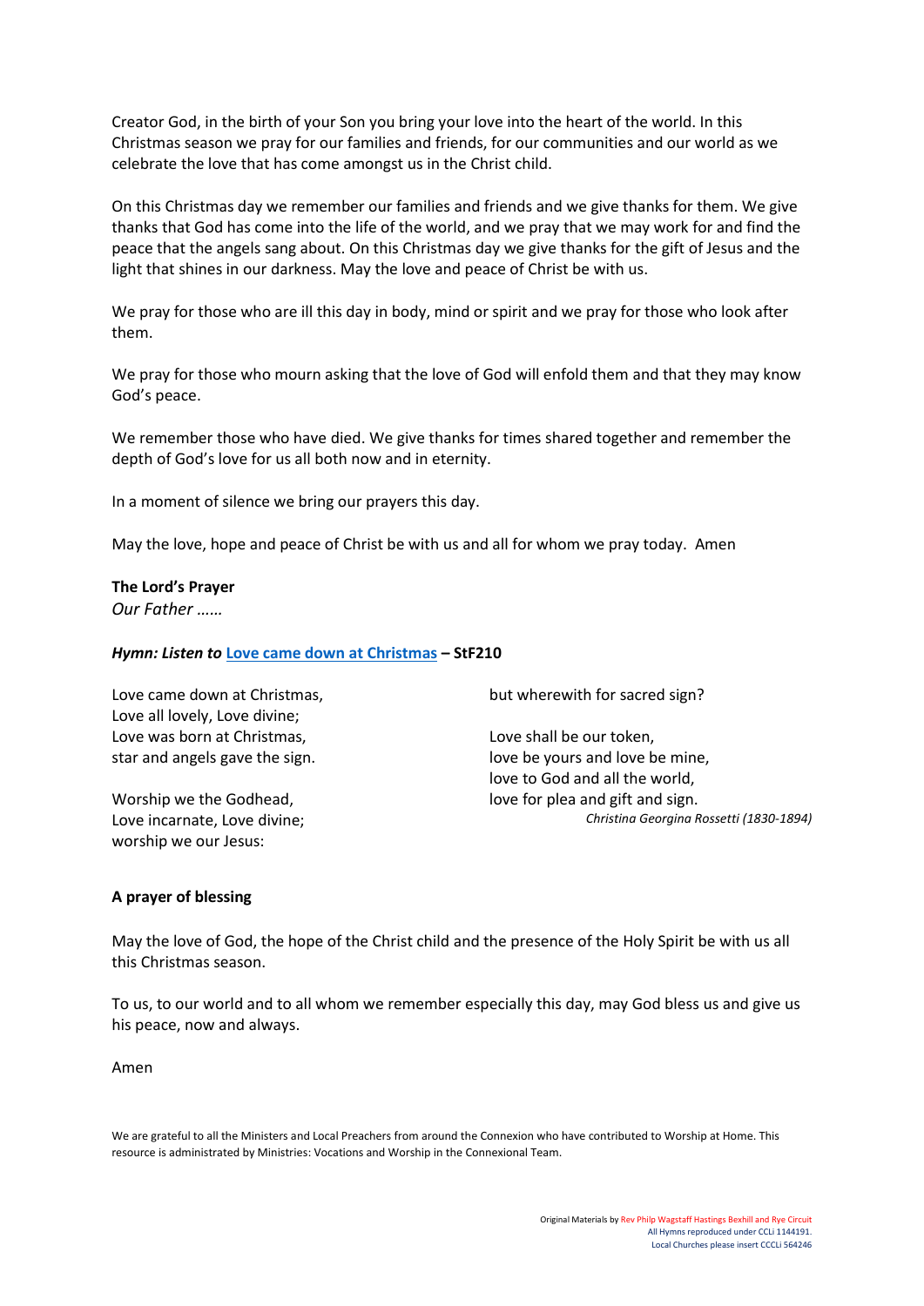Creator God, in the birth of your Son you bring your love into the heart of the world. In this Christmas season we pray for our families and friends, for our communities and our world as we celebrate the love that has come amongst us in the Christ child.

On this Christmas day we remember our families and friends and we give thanks for them. We give thanks that God has come into the life of the world, and we pray that we may work for and find the peace that the angels sang about. On this Christmas day we give thanks for the gift of Jesus and the light that shines in our darkness. May the love and peace of Christ be with us.

We pray for those who are ill this day in body, mind or spirit and we pray for those who look after them.

We pray for those who mourn asking that the love of God will enfold them and that they may know God's peace.

We remember those who have died. We give thanks for times shared together and remember the depth of God's love for us all both now and in eternity.

In a moment of silence we bring our prayers this day.

May the love, hope and peace of Christ be with us and all for whom we pray today. Amen

**The Lord's Prayer**
*Our Father ……*

***Hymn: Listen to* Love came down at Christmas – StF210**

Love came down at Christmas,
Love all lovely, Love divine;
Love was born at Christmas,
star and angels gave the sign.

Worship we the Godhead,
Love incarnate, Love divine;
worship we our Jesus:
but wherewith for sacred sign?

Love shall be our token,
love be yours and love be mine,
love to God and all the world,
love for plea and gift and sign.

*Christina Georgina Rossetti (1830-1894)*

**A prayer of blessing**

May the love of God, the hope of the Christ child and the presence of the Holy Spirit be with us all this Christmas season.

To us, to our world and to all whom we remember especially this day, may God bless us and give us his peace, now and always.

Amen

We are grateful to all the Ministers and Local Preachers from around the Connexion who have contributed to Worship at Home. This resource is administrated by Ministries: Vocations and Worship in the Connexional Team.

Original Materials by Rev Philp Wagstaff Hastings Bexhill and Rye Circuit
All Hymns reproduced under CCLi 1144191.
Local Churches please insert CCCLi 564246